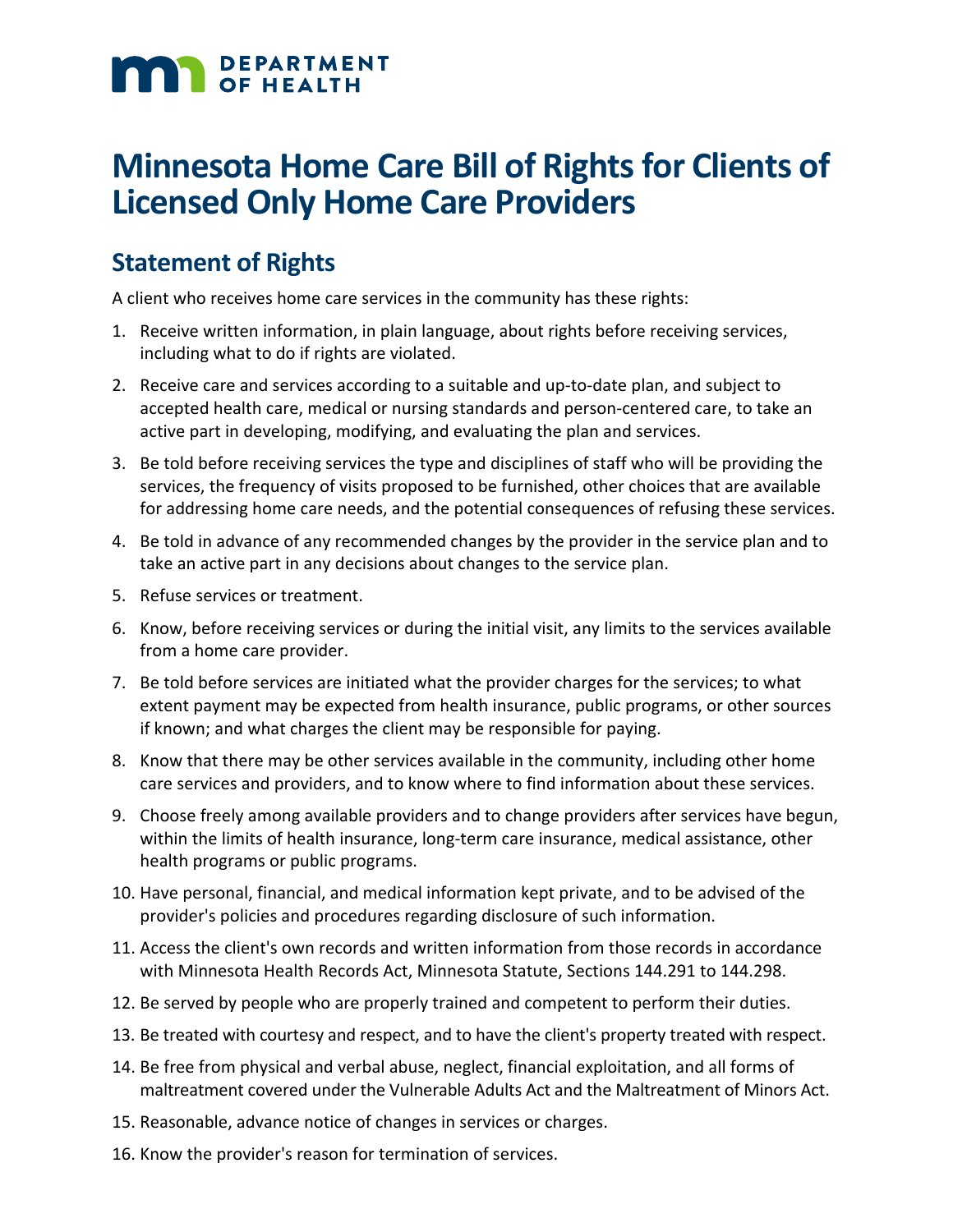MN DEPARTMENT OF HEALTH

# Minnesota Home Care Bill of Rights for Clients of Licensed Only Home Care Providers

## Statement of Rights

A client who receives home care services in the community has these rights:

1. Receive written information, in plain language, about rights before receiving services, including what to do if rights are violated.
2. Receive care and services according to a suitable and up-to-date plan, and subject to accepted health care, medical or nursing standards and person-centered care, to take an active part in developing, modifying, and evaluating the plan and services.
3. Be told before receiving services the type and disciplines of staff who will be providing the services, the frequency of visits proposed to be furnished, other choices that are available for addressing home care needs, and the potential consequences of refusing these services.
4. Be told in advance of any recommended changes by the provider in the service plan and to take an active part in any decisions about changes to the service plan.
5. Refuse services or treatment.
6. Know, before receiving services or during the initial visit, any limits to the services available from a home care provider.
7. Be told before services are initiated what the provider charges for the services; to what extent payment may be expected from health insurance, public programs, or other sources if known; and what charges the client may be responsible for paying.
8. Know that there may be other services available in the community, including other home care services and providers, and to know where to find information about these services.
9. Choose freely among available providers and to change providers after services have begun, within the limits of health insurance, long-term care insurance, medical assistance, other health programs or public programs.
10. Have personal, financial, and medical information kept private, and to be advised of the provider's policies and procedures regarding disclosure of such information.
11. Access the client's own records and written information from those records in accordance with Minnesota Health Records Act, Minnesota Statute, Sections 144.291 to 144.298.
12. Be served by people who are properly trained and competent to perform their duties.
13. Be treated with courtesy and respect, and to have the client's property treated with respect.
14. Be free from physical and verbal abuse, neglect, financial exploitation, and all forms of maltreatment covered under the Vulnerable Adults Act and the Maltreatment of Minors Act.
15. Reasonable, advance notice of changes in services or charges.
16. Know the provider's reason for termination of services.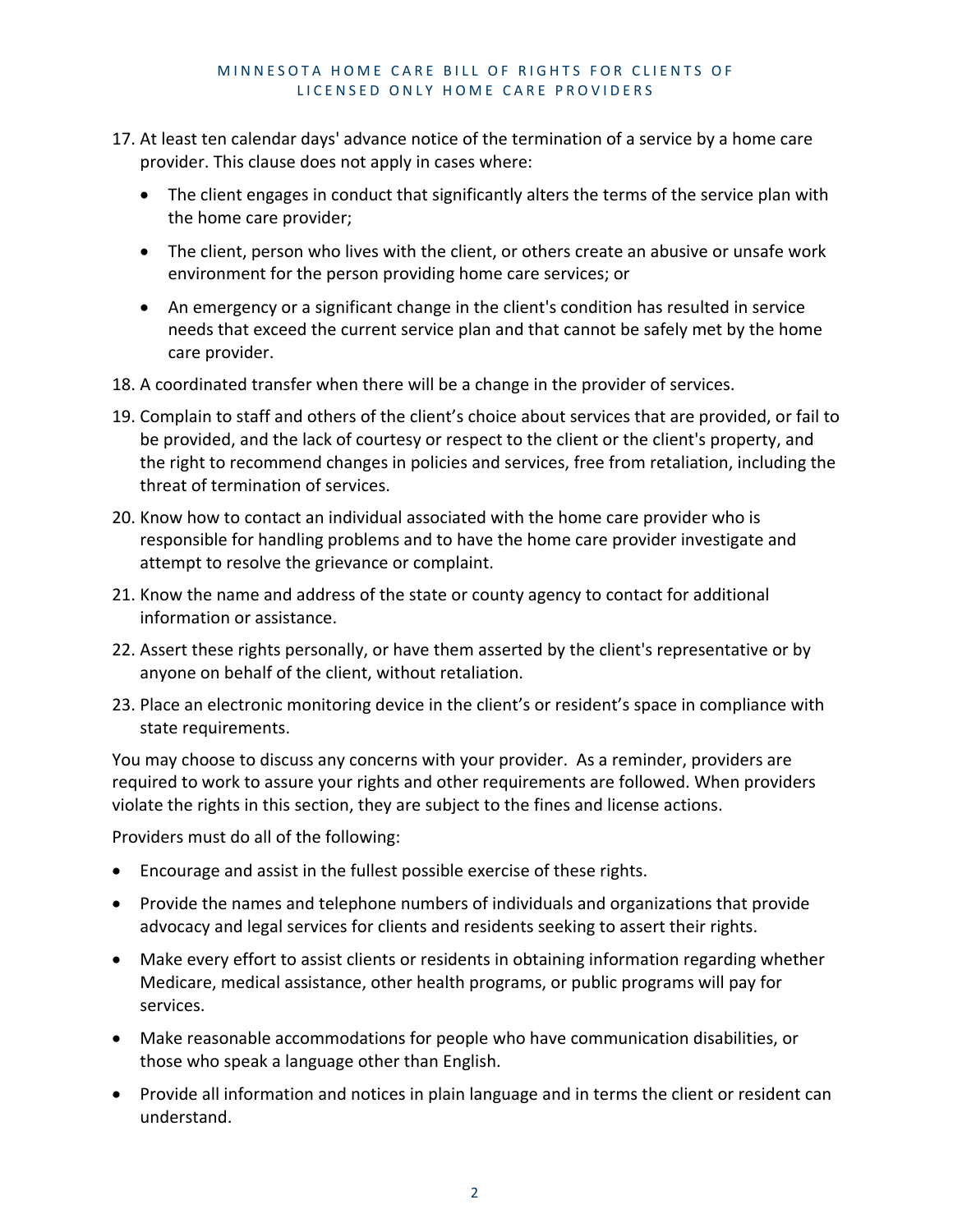17. At least ten calendar days' advance notice of the termination of a service by a home care provider. This clause does not apply in cases where:
    - The client engages in conduct that significantly alters the terms of the service plan with the home care provider;
    - The client, person who lives with the client, or others create an abusive or unsafe work environment for the person providing home care services; or
    - An emergency or a significant change in the client's condition has resulted in service needs that exceed the current service plan and that cannot be safely met by the home care provider.
18. A coordinated transfer when there will be a change in the provider of services.
19. Complain to staff and others of the client's choice about services that are provided, or fail to be provided, and the lack of courtesy or respect to the client or the client's property, and the right to recommend changes in policies and services, free from retaliation, including the threat of termination of services.
20. Know how to contact an individual associated with the home care provider who is responsible for handling problems and to have the home care provider investigate and attempt to resolve the grievance or complaint.
21. Know the name and address of the state or county agency to contact for additional information or assistance.
22. Assert these rights personally, or have them asserted by the client's representative or by anyone on behalf of the client, without retaliation.
23. Place an electronic monitoring device in the client's or resident's space in compliance with state requirements.

You may choose to discuss any concerns with your provider. As a reminder, providers are required to work to assure your rights and other requirements are followed. When providers violate the rights in this section, they are subject to the fines and license actions.

Providers must do all of the following:

- Encourage and assist in the fullest possible exercise of these rights.
- Provide the names and telephone numbers of individuals and organizations that provide advocacy and legal services for clients and residents seeking to assert their rights.
- Make every effort to assist clients or residents in obtaining information regarding whether Medicare, medical assistance, other health programs, or public programs will pay for services.
- Make reasonable accommodations for people who have communication disabilities, or those who speak a language other than English.
- Provide all information and notices in plain language and in terms the client or resident can understand.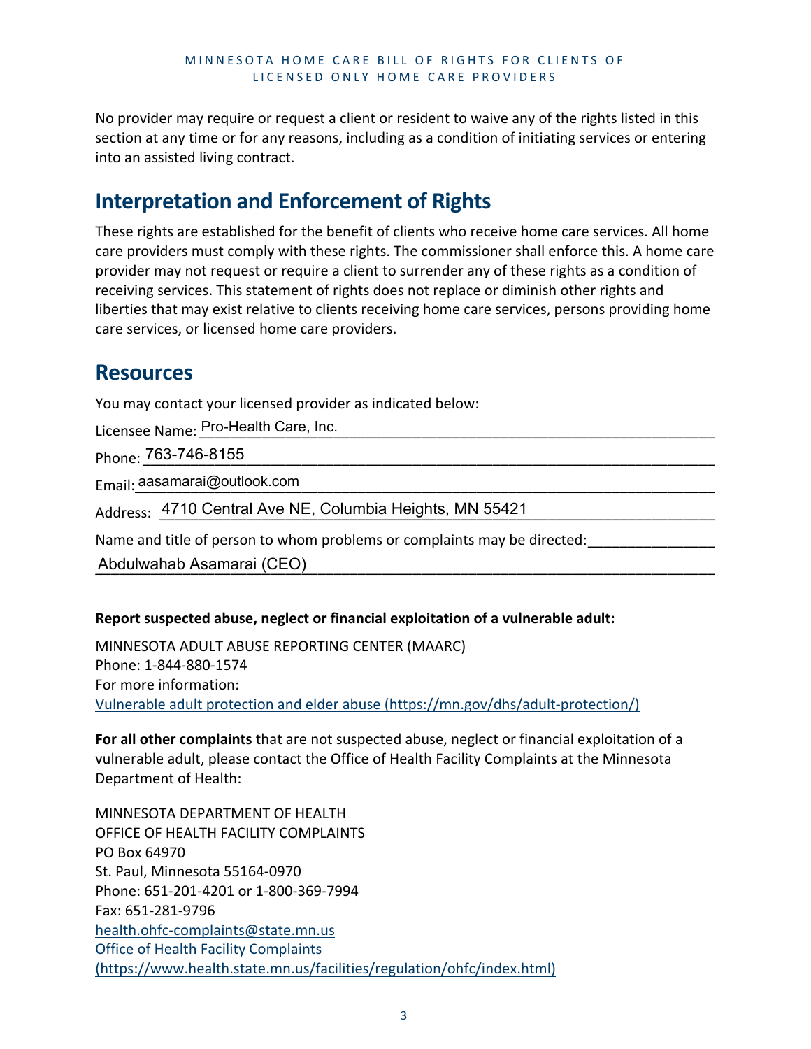No provider may require or request a client or resident to waive any of the rights listed in this section at any time or for any reasons, including as a condition of initiating services or entering into an assisted living contract.

## Interpretation and Enforcement of Rights

These rights are established for the benefit of clients who receive home care services. All home care providers must comply with these rights. The commissioner shall enforce this. A home care provider may not request or require a client to surrender any of these rights as a condition of receiving services. This statement of rights does not replace or diminish other rights and liberties that may exist relative to clients receiving home care services, persons providing home care services, or licensed home care providers.

## Resources

You may contact your licensed provider as indicated below:

Licensee Name: Pro-Health Care, Inc.

Phone: 763-746-8155

Email: aasamarai@outlook.com

Address: 4710 Central Ave NE, Columbia Heights, MN 55421

Name and title of person to whom problems or complaints may be directed:

Abdulwahab Asamarai (CEO)

**Report suspected abuse, neglect or financial exploitation of a vulnerable adult:**

MINNESOTA ADULT ABUSE REPORTING CENTER (MAARC)
Phone: 1-844-880-1574
For more information:
Vulnerable adult protection and elder abuse (https://mn.gov/dhs/adult-protection/)

**For all other complaints** that are not suspected abuse, neglect or financial exploitation of a vulnerable adult, please contact the Office of Health Facility Complaints at the Minnesota Department of Health:

MINNESOTA DEPARTMENT OF HEALTH
OFFICE OF HEALTH FACILITY COMPLAINTS
PO Box 64970
St. Paul, Minnesota 55164-0970
Phone: 651-201-4201 or 1-800-369-7994
Fax: 651-281-9796
health.ohfc-complaints@state.mn.us
Office of Health Facility Complaints
(https://www.health.state.mn.us/facilities/regulation/ohfc/index.html)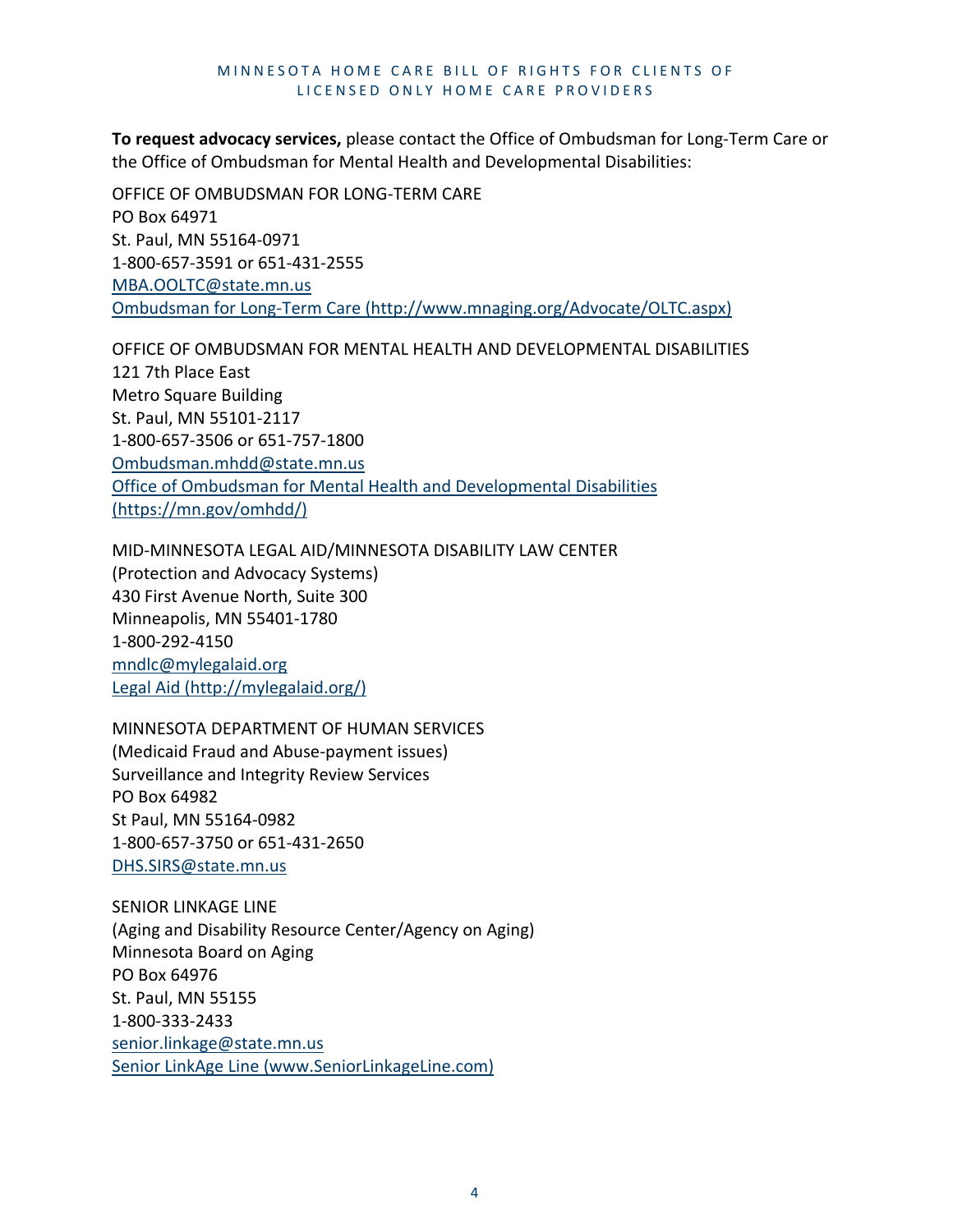**To request advocacy services,** please contact the Office of Ombudsman for Long-Term Care or the Office of Ombudsman for Mental Health and Developmental Disabilities:

OFFICE OF OMBUDSMAN FOR LONG-TERM CARE
PO Box 64971
St. Paul, MN 55164-0971
1-800-657-3591 or 651-431-2555
[MBA.OOLTC@state.mn.us](mailto:MBA.OOLTC@state.mn.us)
[Ombudsman for Long-Term Care (http://www.mnaging.org/Advocate/OLTC.aspx)](http://www.mnaging.org/Advocate/OLTC.aspx)

OFFICE OF OMBUDSMAN FOR MENTAL HEALTH AND DEVELOPMENTAL DISABILITIES
121 7th Place East
Metro Square Building
St. Paul, MN 55101-2117
1-800-657-3506 or 651-757-1800
[Ombudsman.mhdd@state.mn.us](mailto:Ombudsman.mhdd@state.mn.us)
[Office of Ombudsman for Mental Health and Developmental Disabilities (https://mn.gov/omhdd/)](https://mn.gov/omhdd/)

MID-MINNESOTA LEGAL AID/MINNESOTA DISABILITY LAW CENTER
(Protection and Advocacy Systems)
430 First Avenue North, Suite 300
Minneapolis, MN 55401-1780
1-800-292-4150
[mndlc@mylegalaid.org](mailto:mndlc@mylegalaid.org)
[Legal Aid (http://mylegalaid.org/)](http://mylegalaid.org/)

MINNESOTA DEPARTMENT OF HUMAN SERVICES
(Medicaid Fraud and Abuse-payment issues)
Surveillance and Integrity Review Services
PO Box 64982
St Paul, MN 55164-0982
1-800-657-3750 or 651-431-2650
[DHS.SIRS@state.mn.us](mailto:DHS.SIRS@state.mn.us)

SENIOR LINKAGE LINE
(Aging and Disability Resource Center/Agency on Aging)
Minnesota Board on Aging
PO Box 64976
St. Paul, MN 55155
1-800-333-2433
[senior.linkage@state.mn.us](mailto:senior.linkage@state.mn.us)
[Senior LinkAge Line (www.SeniorLinkageLine.com)](http://www.SeniorLinkageLine.com)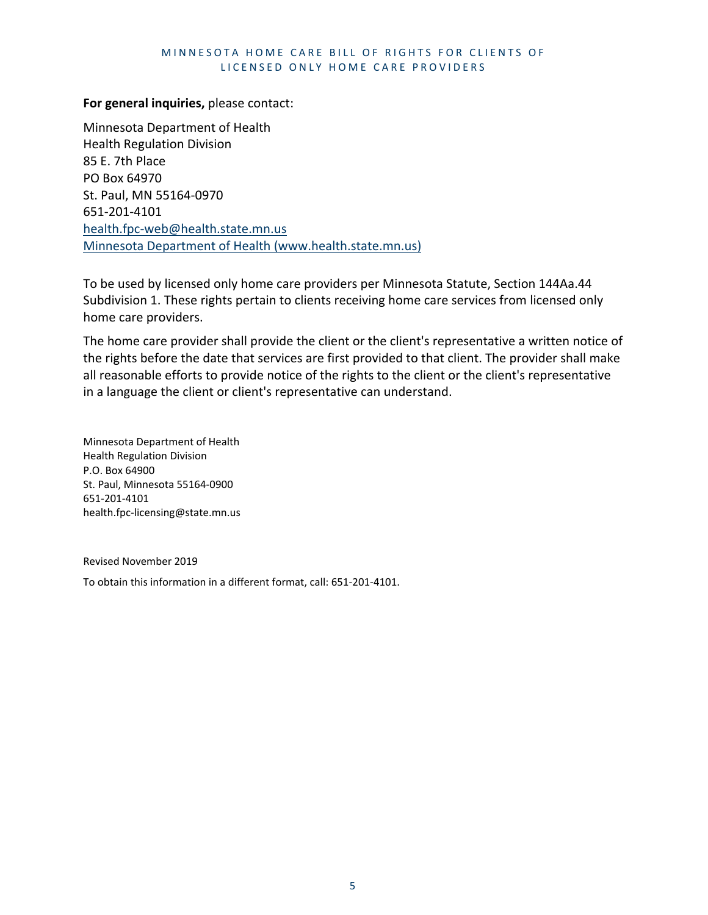**For general inquiries,** please contact:

Minnesota Department of Health
Health Regulation Division
85 E. 7th Place
PO Box 64970
St. Paul, MN 55164-0970
651-201-4101
[health.fpc-web@health.state.mn.us](mailto:health.fpc-web@health.state.mn.us)
[Minnesota Department of Health (www.health.state.mn.us)](http://www.health.state.mn.us)

To be used by licensed only home care providers per Minnesota Statute, Section 144Aa.44 Subdivision 1. These rights pertain to clients receiving home care services from licensed only home care providers.

The home care provider shall provide the client or the client's representative a written notice of the rights before the date that services are first provided to that client. The provider shall make all reasonable efforts to provide notice of the rights to the client or the client's representative in a language the client or client's representative can understand.

Minnesota Department of Health
Health Regulation Division
P.O. Box 64900
St. Paul, Minnesota 55164-0900
651-201-4101
health.fpc-licensing@state.mn.us

Revised November 2019

To obtain this information in a different format, call: 651-201-4101.